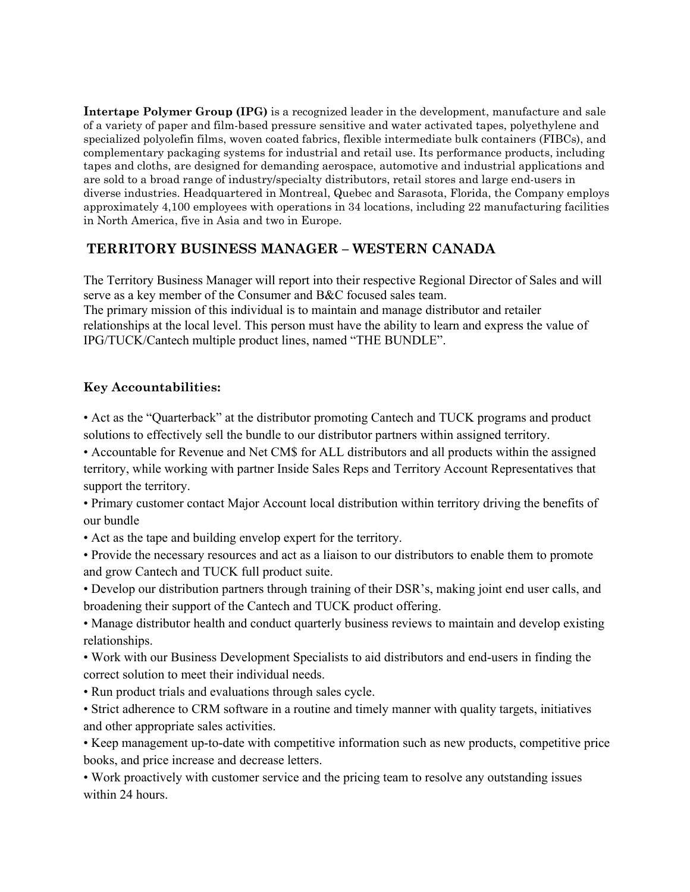**Intertape Polymer Group (IPG)** is a recognized leader in the development, manufacture and sale of a variety of paper and film-based pressure sensitive and water activated tapes, polyethylene and specialized polyolefin films, woven coated fabrics, flexible intermediate bulk containers (FIBCs), and complementary packaging systems for industrial and retail use. Its performance products, including tapes and cloths, are designed for demanding aerospace, automotive and industrial applications and are sold to a broad range of industry/specialty distributors, retail stores and large end-users in diverse industries. Headquartered in Montreal, Quebec and Sarasota, Florida, the Company employs approximately 4,100 employees with operations in 34 locations, including 22 manufacturing facilities in North America, five in Asia and two in Europe.

## TERRITORY BUSINESS MANAGER – WESTERN CANADA

The Territory Business Manager will report into their respective Regional Director of Sales and will serve as a key member of the Consumer and B&C focused sales team.
The primary mission of this individual is to maintain and manage distributor and retailer relationships at the local level. This person must have the ability to learn and express the value of IPG/TUCK/Cantech multiple product lines, named "THE BUNDLE".

### Key Accountabilities:

- Act as the "Quarterback" at the distributor promoting Cantech and TUCK programs and product solutions to effectively sell the bundle to our distributor partners within assigned territory.
- Accountable for Revenue and Net CM$ for ALL distributors and all products within the assigned territory, while working with partner Inside Sales Reps and Territory Account Representatives that support the territory.
- Primary customer contact Major Account local distribution within territory driving the benefits of our bundle
- Act as the tape and building envelop expert for the territory.
- Provide the necessary resources and act as a liaison to our distributors to enable them to promote and grow Cantech and TUCK full product suite.
- Develop our distribution partners through training of their DSR's, making joint end user calls, and broadening their support of the Cantech and TUCK product offering.
- Manage distributor health and conduct quarterly business reviews to maintain and develop existing relationships.
- Work with our Business Development Specialists to aid distributors and end-users in finding the correct solution to meet their individual needs.
- Run product trials and evaluations through sales cycle.
- Strict adherence to CRM software in a routine and timely manner with quality targets, initiatives and other appropriate sales activities.
- Keep management up-to-date with competitive information such as new products, competitive price books, and price increase and decrease letters.
- Work proactively with customer service and the pricing team to resolve any outstanding issues within 24 hours.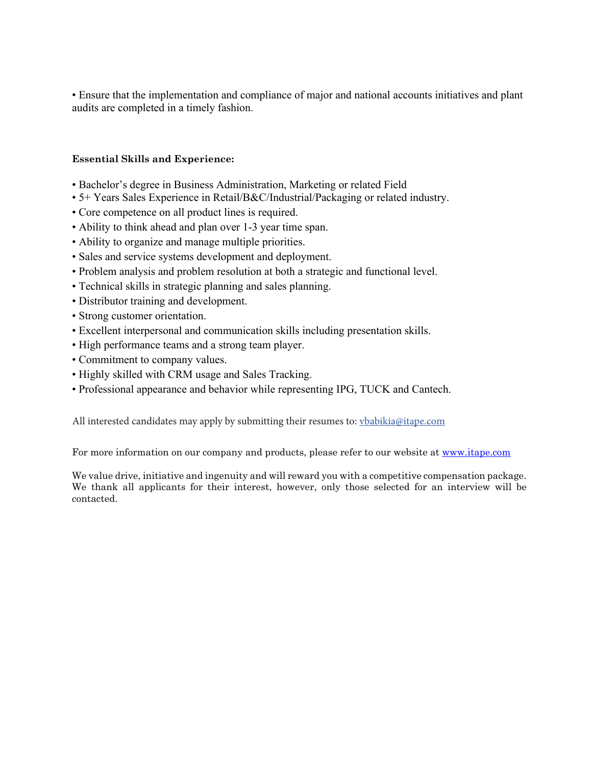- Ensure that the implementation and compliance of major and national accounts initiatives and plant audits are completed in a timely fashion.

**Essential Skills and Experience:**

- Bachelor's degree in Business Administration, Marketing or related Field
- 5+ Years Sales Experience in Retail/B&C/Industrial/Packaging or related industry.
- Core competence on all product lines is required.
- Ability to think ahead and plan over 1-3 year time span.
- Ability to organize and manage multiple priorities.
- Sales and service systems development and deployment.
- Problem analysis and problem resolution at both a strategic and functional level.
- Technical skills in strategic planning and sales planning.
- Distributor training and development.
- Strong customer orientation.
- Excellent interpersonal and communication skills including presentation skills.
- High performance teams and a strong team player.
- Commitment to company values.
- Highly skilled with CRM usage and Sales Tracking.
- Professional appearance and behavior while representing IPG, TUCK and Cantech.

All interested candidates may apply by submitting their resumes to: vbabikia@itape.com

For more information on our company and products, please refer to our website at www.itape.com

We value drive, initiative and ingenuity and will reward you with a competitive compensation package. We thank all applicants for their interest, however, only those selected for an interview will be contacted.